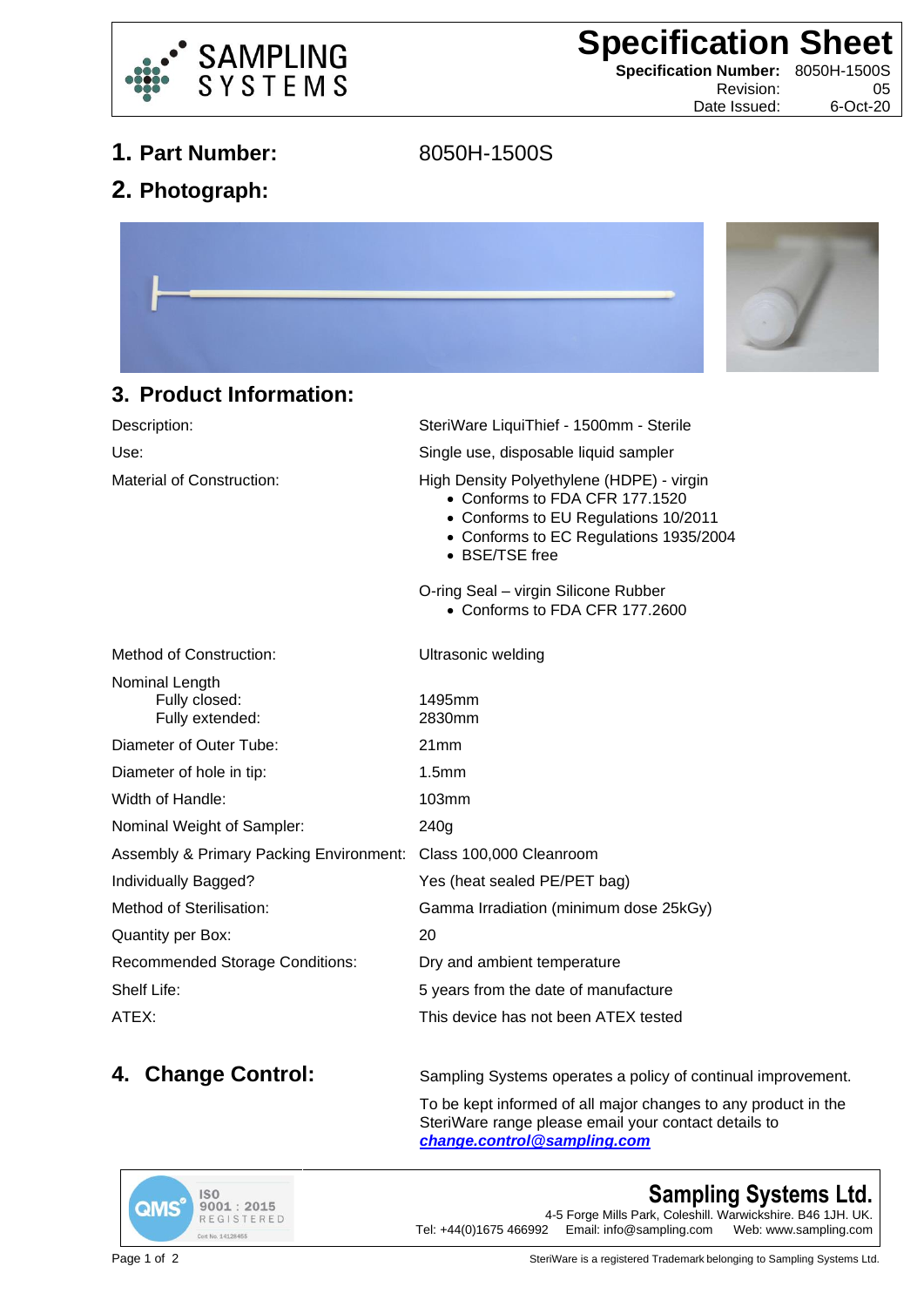# Specification Sheet

**Specification Number:** 8050H-1500S
Revision: 05
Date Issued: 6-Oct-20

## 1. Part Number: 8050H-1500S

## 2. Photograph:

## 3. Product Information:

| | |
|---|---|
| Description: | SteriWare LiquiThief - 1500mm - Sterile |
| Use: | Single use, disposable liquid sampler |
| Material of Construction: | High Density Polyethylene (HDPE) - virgin<br>• Conforms to FDA CFR 177.1520<br>• Conforms to EU Regulations 10/2011<br>• Conforms to EC Regulations 1935/2004<br>• BSE/TSE free<br><br>O-ring Seal – virgin Silicone Rubber<br>• Conforms to FDA CFR 177.2600 |
| Method of Construction: | Ultrasonic welding |
| Nominal Length<br>Fully closed:<br>Fully extended: | <br>1495mm<br>2830mm |
| Diameter of Outer Tube: | 21mm |
| Diameter of hole in tip: | 1.5mm |
| Width of Handle: | 103mm |
| Nominal Weight of Sampler: | 240g |
| Assembly & Primary Packing Environment: | Class 100,000 Cleanroom |
| Individually Bagged? | Yes (heat sealed PE/PET bag) |
| Method of Sterilisation: | Gamma Irradiation (minimum dose 25kGy) |
| Quantity per Box: | 20 |
| Recommended Storage Conditions: | Dry and ambient temperature |
| Shelf Life: | 5 years from the date of manufacture |
| ATEX: | This device has not been ATEX tested |

## 4. Change Control:

Sampling Systems operates a policy of continual improvement.

To be kept informed of all major changes to any product in the SteriWare range please email your contact details to ***change.control@sampling.com***

QMS ISO 9001 : 2015 REGISTERED Cert No. 14128455

**Sampling Systems Ltd.**
4-5 Forge Mills Park, Coleshill. Warwickshire. B46 1JH. UK.
Tel: +44(0)1675 466992 Email: info@sampling.com Web: www.sampling.com

SteriWare is a registered Trademark belonging to Sampling Systems Ltd.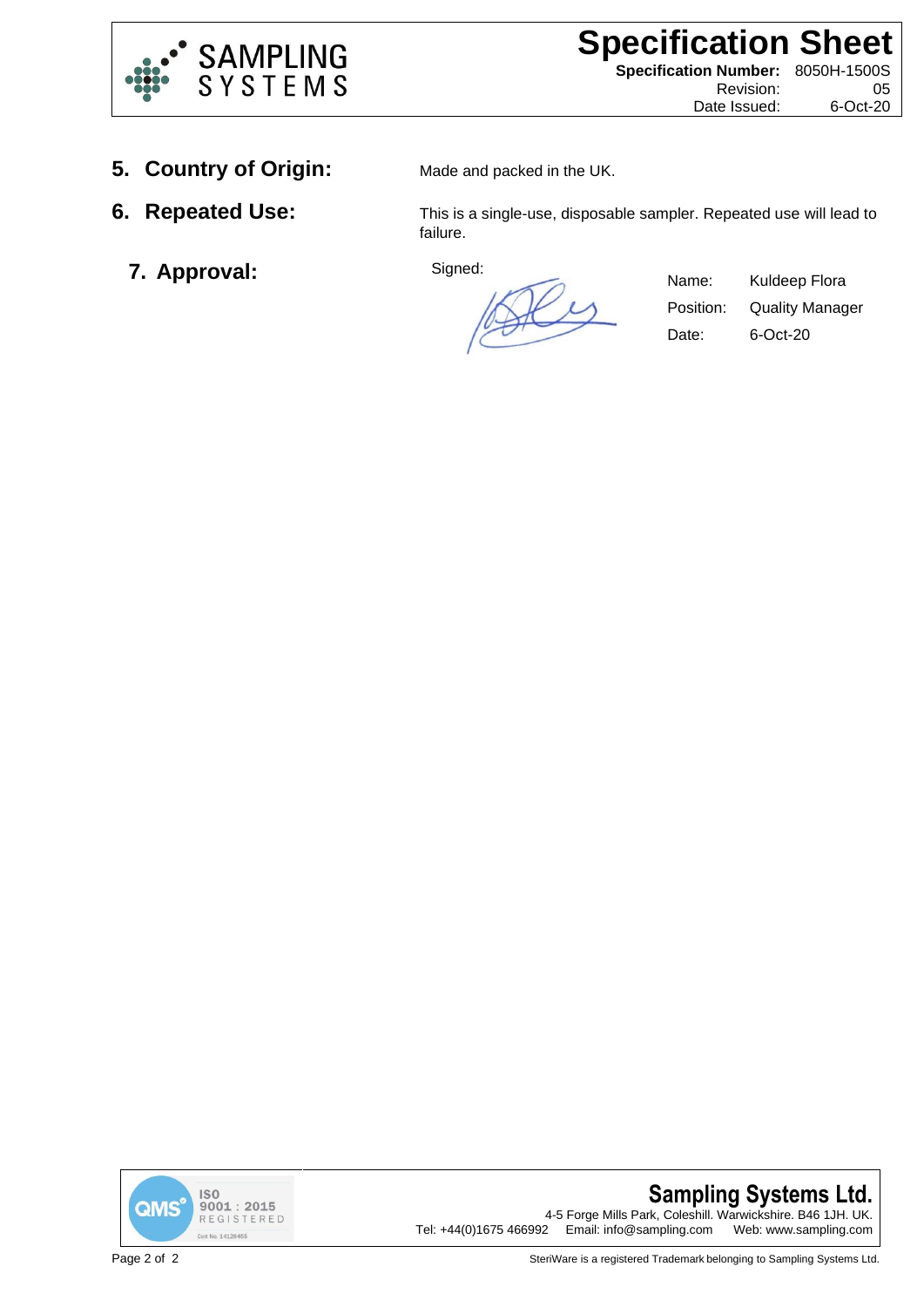## 5. Country of Origin:

Made and packed in the UK.

## 6. Repeated Use:

This is a single-use, disposable sampler. Repeated use will lead to failure.

## 7. Approval:

Signed:

| | |
|---|---|
| Name: | Kuldeep Flora |
| Position: | Quality Manager |
| Date: | 6-Oct-20 |

ISO 9001 : 2015 REGISTERED

**Sampling Systems Ltd.**
4-5 Forge Mills Park, Coleshill. Warwickshire. B46 1JH. UK.
Tel: +44(0)1675 466992 Email: info@sampling.com Web: www.sampling.com

SteriWare is a registered Trademark belonging to Sampling Systems Ltd.